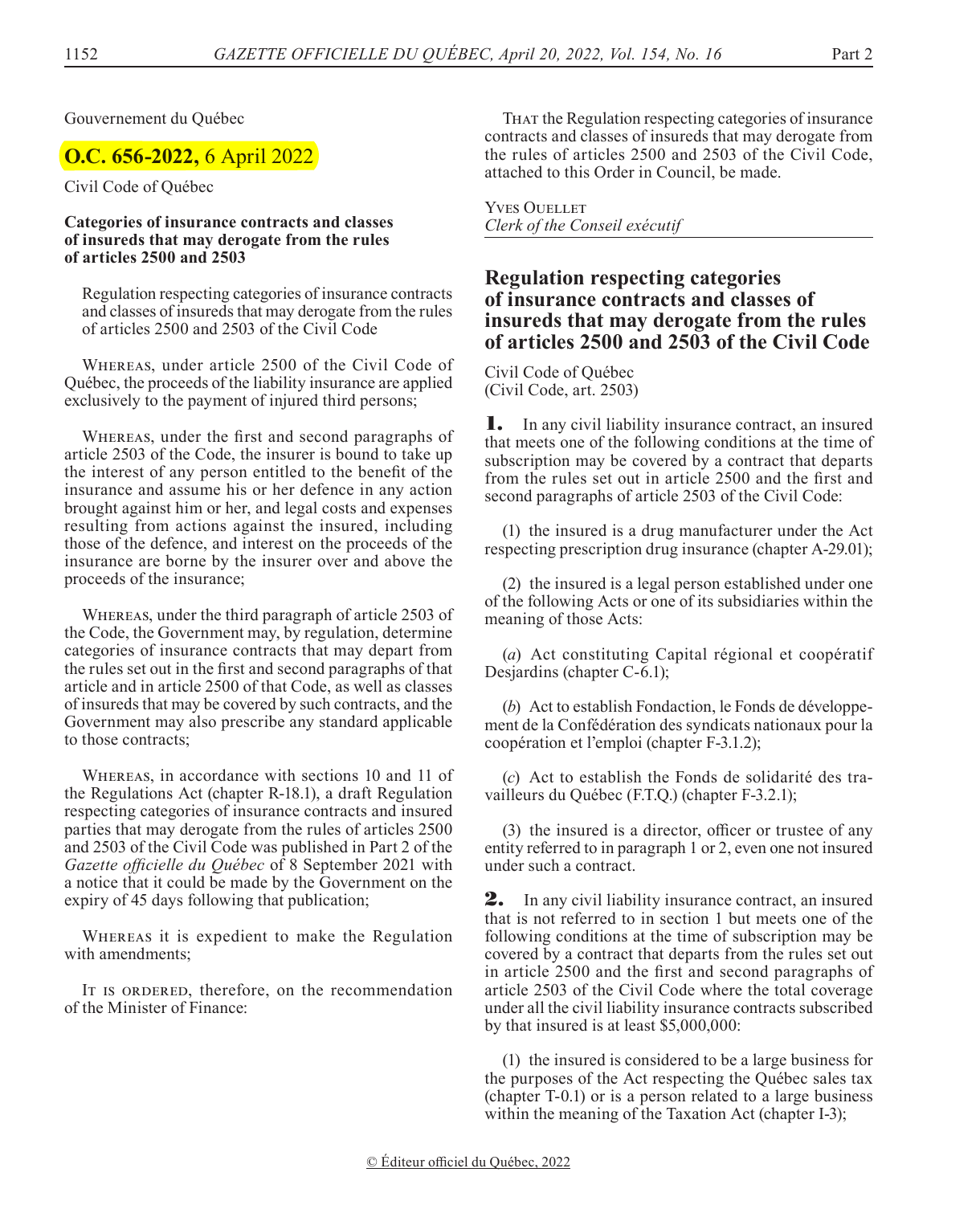Gouvernement du Québec

**O.C. 656-2022,** 6 April 2022

Civil Code of Québec

**Categories of insurance contracts and classes of insureds that may derogate from the rules of articles 2500 and 2503**

Regulation respecting categories of insurance contracts and classes of insureds that may derogate from the rules of articles 2500 and 2503 of the Civil Code

Whereas, under article 2500 of the Civil Code of Québec, the proceeds of the liability insurance are applied exclusively to the payment of injured third persons;

Whereas, under the first and second paragraphs of article 2503 of the Code, the insurer is bound to take up the interest of any person entitled to the benefit of the insurance and assume his or her defence in any action brought against him or her, and legal costs and expenses resulting from actions against the insured, including those of the defence, and interest on the proceeds of the insurance are borne by the insurer over and above the proceeds of the insurance;

Whereas, under the third paragraph of article 2503 of the Code, the Government may, by regulation, determine categories of insurance contracts that may depart from the rules set out in the first and second paragraphs of that article and in article 2500 of that Code, as well as classes of insureds that may be covered by such contracts, and the Government may also prescribe any standard applicable to those contracts;

Whereas, in accordance with sections 10 and 11 of the Regulations Act (chapter R-18.1), a draft Regulation respecting categories of insurance contracts and insured parties that may derogate from the rules of articles 2500 and 2503 of the Civil Code was published in Part 2 of the *Gazette officielle du Québec* of 8 September 2021 with a notice that it could be made by the Government on the expiry of 45 days following that publication;

Whereas it is expedient to make the Regulation with amendments;

It is ordered, therefore, on the recommendation of the Minister of Finance:

That the Regulation respecting categories of insurance contracts and classes of insureds that may derogate from the rules of articles 2500 and 2503 of the Civil Code, attached to this Order in Council, be made.

Yves Ouellet
*Clerk of the Conseil exécutif*

## Regulation respecting categories of insurance contracts and classes of insureds that may derogate from the rules of articles 2500 and 2503 of the Civil Code

Civil Code of Québec
(Civil Code, art. 2503)

**1.** In any civil liability insurance contract, an insured that meets one of the following conditions at the time of subscription may be covered by a contract that departs from the rules set out in article 2500 and the first and second paragraphs of article 2503 of the Civil Code:

(1) the insured is a drug manufacturer under the Act respecting prescription drug insurance (chapter A-29.01);

(2) the insured is a legal person established under one of the following Acts or one of its subsidiaries within the meaning of those Acts:

(*a*) Act constituting Capital régional et coopératif Desjardins (chapter C-6.1);

(*b*) Act to establish Fondaction, le Fonds de développement de la Confédération des syndicats nationaux pour la coopération et l'emploi (chapter F-3.1.2);

(*c*) Act to establish the Fonds de solidarité des travailleurs du Québec (F.T.Q.) (chapter F-3.2.1);

(3) the insured is a director, officer or trustee of any entity referred to in paragraph 1 or 2, even one not insured under such a contract.

**2.** In any civil liability insurance contract, an insured that is not referred to in section 1 but meets one of the following conditions at the time of subscription may be covered by a contract that departs from the rules set out in article 2500 and the first and second paragraphs of article 2503 of the Civil Code where the total coverage under all the civil liability insurance contracts subscribed by that insured is at least $5,000,000:

(1) the insured is considered to be a large business for the purposes of the Act respecting the Québec sales tax (chapter T-0.1) or is a person related to a large business within the meaning of the Taxation Act (chapter I-3);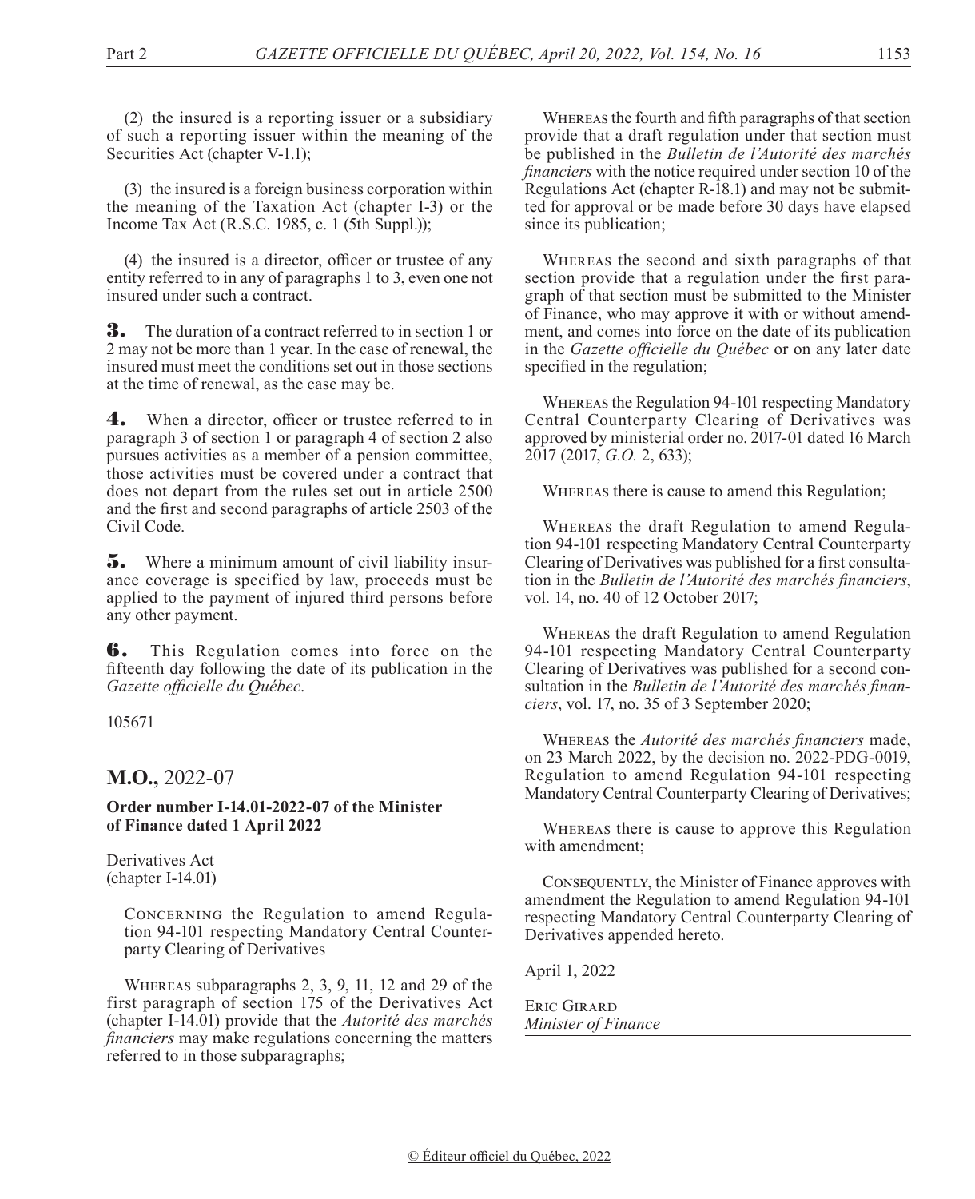(2) the insured is a reporting issuer or a subsidiary of such a reporting issuer within the meaning of the Securities Act (chapter V-1.1);

(3) the insured is a foreign business corporation within the meaning of the Taxation Act (chapter I-3) or the Income Tax Act (R.S.C. 1985, c. 1 (5th Suppl.));

(4) the insured is a director, officer or trustee of any entity referred to in any of paragraphs 1 to 3, even one not insured under such a contract.

**3.** The duration of a contract referred to in section 1 or 2 may not be more than 1 year. In the case of renewal, the insured must meet the conditions set out in those sections at the time of renewal, as the case may be.

**4.** When a director, officer or trustee referred to in paragraph 3 of section 1 or paragraph 4 of section 2 also pursues activities as a member of a pension committee, those activities must be covered under a contract that does not depart from the rules set out in article 2500 and the first and second paragraphs of article 2503 of the Civil Code.

**5.** Where a minimum amount of civil liability insurance coverage is specified by law, proceeds must be applied to the payment of injured third persons before any other payment.

**6.** This Regulation comes into force on the fifteenth day following the date of its publication in the *Gazette officielle du Québec*.

105671

## M.O., 2022-07

**Order number I-14.01-2022-07 of the Minister of Finance dated 1 April 2022**

Derivatives Act
(chapter I-14.01)

Concerning the Regulation to amend Regulation 94-101 respecting Mandatory Central Counterparty Clearing of Derivatives

Whereas subparagraphs 2, 3, 9, 11, 12 and 29 of the first paragraph of section 175 of the Derivatives Act (chapter I-14.01) provide that the *Autorité des marchés financiers* may make regulations concerning the matters referred to in those subparagraphs;

Whereas the fourth and fifth paragraphs of that section provide that a draft regulation under that section must be published in the *Bulletin de l'Autorité des marchés financiers* with the notice required under section 10 of the Regulations Act (chapter R-18.1) and may not be submitted for approval or be made before 30 days have elapsed since its publication;

Whereas the second and sixth paragraphs of that section provide that a regulation under the first paragraph of that section must be submitted to the Minister of Finance, who may approve it with or without amendment, and comes into force on the date of its publication in the *Gazette officielle du Québec* or on any later date specified in the regulation;

Whereas the Regulation 94-101 respecting Mandatory Central Counterparty Clearing of Derivatives was approved by ministerial order no. 2017-01 dated 16 March 2017 (2017, *G.O.* 2, 633);

Whereas there is cause to amend this Regulation;

Whereas the draft Regulation to amend Regulation 94-101 respecting Mandatory Central Counterparty Clearing of Derivatives was published for a first consultation in the *Bulletin de l'Autorité des marchés financiers*, vol. 14, no. 40 of 12 October 2017;

Whereas the draft Regulation to amend Regulation 94-101 respecting Mandatory Central Counterparty Clearing of Derivatives was published for a second consultation in the *Bulletin de l'Autorité des marchés financiers*, vol. 17, no. 35 of 3 September 2020;

Whereas the *Autorité des marchés financiers* made, on 23 March 2022, by the decision no. 2022-PDG-0019, Regulation to amend Regulation 94-101 respecting Mandatory Central Counterparty Clearing of Derivatives;

Whereas there is cause to approve this Regulation with amendment;

Consequently, the Minister of Finance approves with amendment the Regulation to amend Regulation 94-101 respecting Mandatory Central Counterparty Clearing of Derivatives appended hereto.

April 1, 2022

Eric Girard
*Minister of Finance*